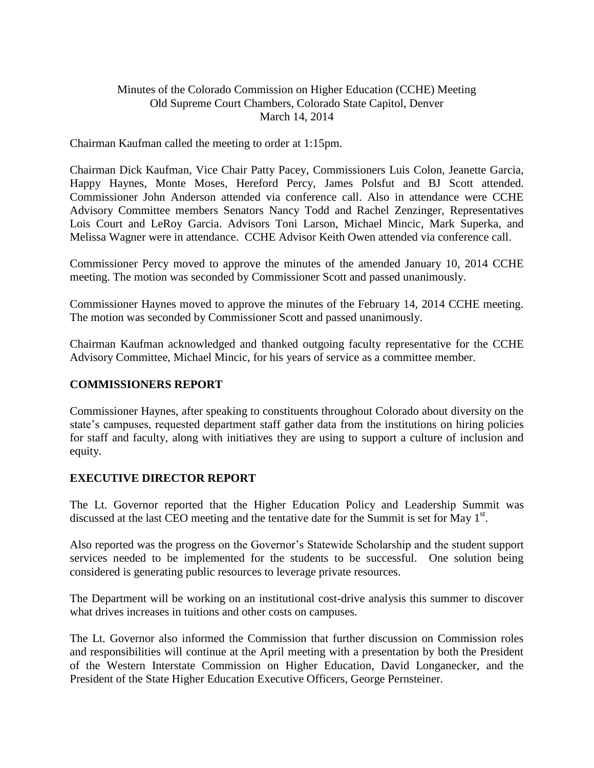Minutes of the Colorado Commission on Higher Education (CCHE) Meeting
Old Supreme Court Chambers, Colorado State Capitol, Denver
March 14, 2014

Chairman Kaufman called the meeting to order at 1:15pm.

Chairman Dick Kaufman, Vice Chair Patty Pacey, Commissioners Luis Colon, Jeanette Garcia, Happy Haynes, Monte Moses, Hereford Percy, James Polsfut and BJ Scott attended. Commissioner John Anderson attended via conference call. Also in attendance were CCHE Advisory Committee members Senators Nancy Todd and Rachel Zenzinger, Representatives Lois Court and LeRoy Garcia. Advisors Toni Larson, Michael Mincic, Mark Superka, and Melissa Wagner were in attendance. CCHE Advisor Keith Owen attended via conference call.

Commissioner Percy moved to approve the minutes of the amended January 10, 2014 CCHE meeting. The motion was seconded by Commissioner Scott and passed unanimously.

Commissioner Haynes moved to approve the minutes of the February 14, 2014 CCHE meeting. The motion was seconded by Commissioner Scott and passed unanimously.

Chairman Kaufman acknowledged and thanked outgoing faculty representative for the CCHE Advisory Committee, Michael Mincic, for his years of service as a committee member.

## COMMISSIONERS REPORT

Commissioner Haynes, after speaking to constituents throughout Colorado about diversity on the state's campuses, requested department staff gather data from the institutions on hiring policies for staff and faculty, along with initiatives they are using to support a culture of inclusion and equity.

## EXECUTIVE DIRECTOR REPORT

The Lt. Governor reported that the Higher Education Policy and Leadership Summit was discussed at the last CEO meeting and the tentative date for the Summit is set for May 1st.

Also reported was the progress on the Governor's Statewide Scholarship and the student support services needed to be implemented for the students to be successful. One solution being considered is generating public resources to leverage private resources.

The Department will be working on an institutional cost-drive analysis this summer to discover what drives increases in tuitions and other costs on campuses.

The Lt. Governor also informed the Commission that further discussion on Commission roles and responsibilities will continue at the April meeting with a presentation by both the President of the Western Interstate Commission on Higher Education, David Longanecker, and the President of the State Higher Education Executive Officers, George Pernsteiner.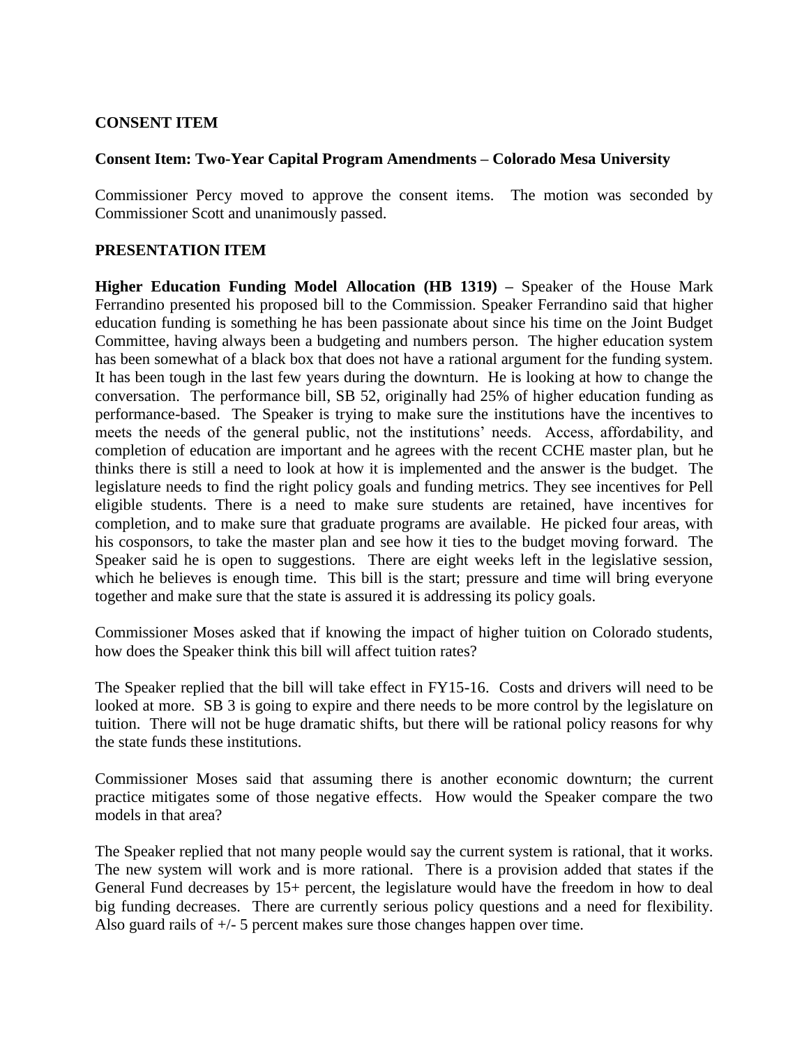**CONSENT ITEM**

**Consent Item: Two-Year Capital Program Amendments – Colorado Mesa University**

Commissioner Percy moved to approve the consent items. The motion was seconded by Commissioner Scott and unanimously passed.

**PRESENTATION ITEM**

**Higher Education Funding Model Allocation (HB 1319) –** Speaker of the House Mark Ferrandino presented his proposed bill to the Commission. Speaker Ferrandino said that higher education funding is something he has been passionate about since his time on the Joint Budget Committee, having always been a budgeting and numbers person. The higher education system has been somewhat of a black box that does not have a rational argument for the funding system. It has been tough in the last few years during the downturn. He is looking at how to change the conversation. The performance bill, SB 52, originally had 25% of higher education funding as performance-based. The Speaker is trying to make sure the institutions have the incentives to meets the needs of the general public, not the institutions' needs. Access, affordability, and completion of education are important and he agrees with the recent CCHE master plan, but he thinks there is still a need to look at how it is implemented and the answer is the budget. The legislature needs to find the right policy goals and funding metrics. They see incentives for Pell eligible students. There is a need to make sure students are retained, have incentives for completion, and to make sure that graduate programs are available. He picked four areas, with his cosponsors, to take the master plan and see how it ties to the budget moving forward. The Speaker said he is open to suggestions. There are eight weeks left in the legislative session, which he believes is enough time. This bill is the start; pressure and time will bring everyone together and make sure that the state is assured it is addressing its policy goals.

Commissioner Moses asked that if knowing the impact of higher tuition on Colorado students, how does the Speaker think this bill will affect tuition rates?

The Speaker replied that the bill will take effect in FY15-16. Costs and drivers will need to be looked at more. SB 3 is going to expire and there needs to be more control by the legislature on tuition. There will not be huge dramatic shifts, but there will be rational policy reasons for why the state funds these institutions.

Commissioner Moses said that assuming there is another economic downturn; the current practice mitigates some of those negative effects. How would the Speaker compare the two models in that area?

The Speaker replied that not many people would say the current system is rational, that it works. The new system will work and is more rational. There is a provision added that states if the General Fund decreases by 15+ percent, the legislature would have the freedom in how to deal big funding decreases. There are currently serious policy questions and a need for flexibility. Also guard rails of +/- 5 percent makes sure those changes happen over time.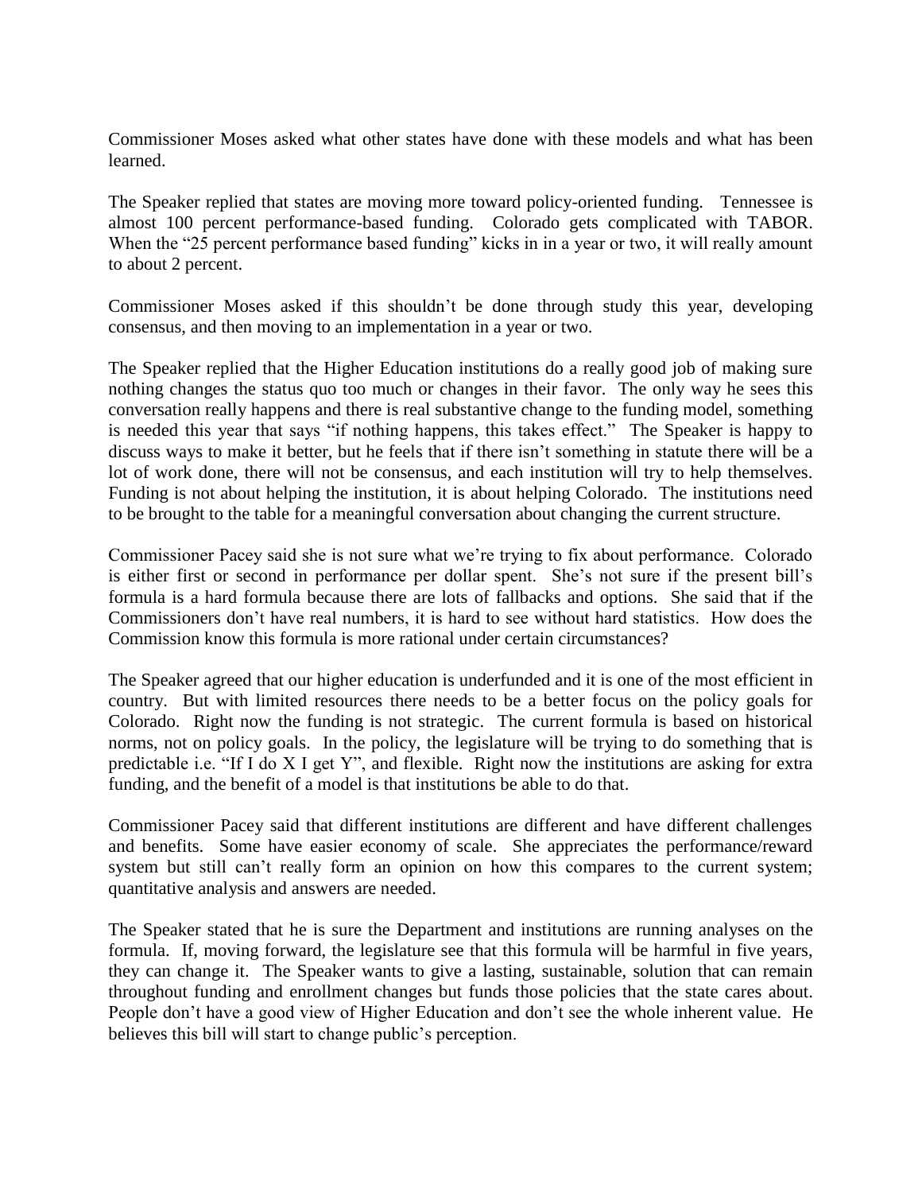Commissioner Moses asked what other states have done with these models and what has been learned.

The Speaker replied that states are moving more toward policy-oriented funding. Tennessee is almost 100 percent performance-based funding. Colorado gets complicated with TABOR. When the "25 percent performance based funding" kicks in in a year or two, it will really amount to about 2 percent.

Commissioner Moses asked if this shouldn't be done through study this year, developing consensus, and then moving to an implementation in a year or two.

The Speaker replied that the Higher Education institutions do a really good job of making sure nothing changes the status quo too much or changes in their favor. The only way he sees this conversation really happens and there is real substantive change to the funding model, something is needed this year that says "if nothing happens, this takes effect." The Speaker is happy to discuss ways to make it better, but he feels that if there isn't something in statute there will be a lot of work done, there will not be consensus, and each institution will try to help themselves. Funding is not about helping the institution, it is about helping Colorado. The institutions need to be brought to the table for a meaningful conversation about changing the current structure.

Commissioner Pacey said she is not sure what we're trying to fix about performance. Colorado is either first or second in performance per dollar spent. She's not sure if the present bill's formula is a hard formula because there are lots of fallbacks and options. She said that if the Commissioners don't have real numbers, it is hard to see without hard statistics. How does the Commission know this formula is more rational under certain circumstances?

The Speaker agreed that our higher education is underfunded and it is one of the most efficient in country. But with limited resources there needs to be a better focus on the policy goals for Colorado. Right now the funding is not strategic. The current formula is based on historical norms, not on policy goals. In the policy, the legislature will be trying to do something that is predictable i.e. "If I do X I get Y", and flexible. Right now the institutions are asking for extra funding, and the benefit of a model is that institutions be able to do that.

Commissioner Pacey said that different institutions are different and have different challenges and benefits. Some have easier economy of scale. She appreciates the performance/reward system but still can't really form an opinion on how this compares to the current system; quantitative analysis and answers are needed.

The Speaker stated that he is sure the Department and institutions are running analyses on the formula. If, moving forward, the legislature see that this formula will be harmful in five years, they can change it. The Speaker wants to give a lasting, sustainable, solution that can remain throughout funding and enrollment changes but funds those policies that the state cares about. People don't have a good view of Higher Education and don't see the whole inherent value. He believes this bill will start to change public's perception.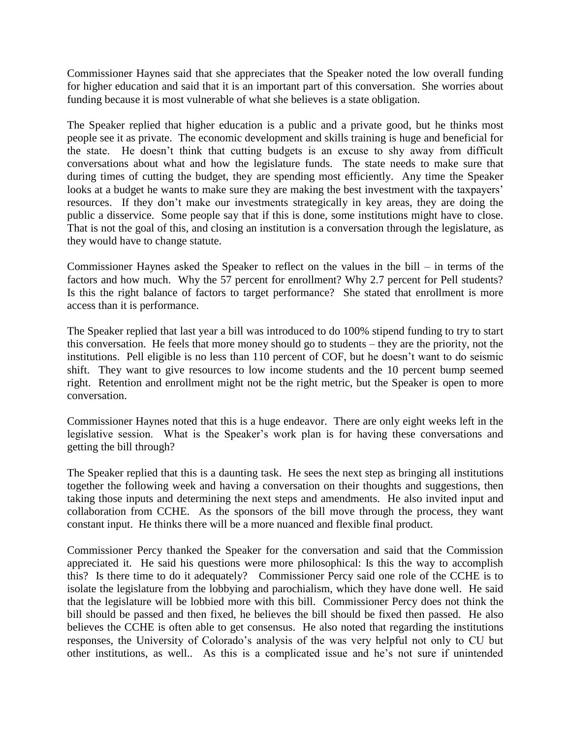Commissioner Haynes said that she appreciates that the Speaker noted the low overall funding for higher education and said that it is an important part of this conversation. She worries about funding because it is most vulnerable of what she believes is a state obligation.

The Speaker replied that higher education is a public and a private good, but he thinks most people see it as private. The economic development and skills training is huge and beneficial for the state. He doesn't think that cutting budgets is an excuse to shy away from difficult conversations about what and how the legislature funds. The state needs to make sure that during times of cutting the budget, they are spending most efficiently. Any time the Speaker looks at a budget he wants to make sure they are making the best investment with the taxpayers' resources. If they don't make our investments strategically in key areas, they are doing the public a disservice. Some people say that if this is done, some institutions might have to close. That is not the goal of this, and closing an institution is a conversation through the legislature, as they would have to change statute.

Commissioner Haynes asked the Speaker to reflect on the values in the bill – in terms of the factors and how much. Why the 57 percent for enrollment? Why 2.7 percent for Pell students? Is this the right balance of factors to target performance? She stated that enrollment is more access than it is performance.

The Speaker replied that last year a bill was introduced to do 100% stipend funding to try to start this conversation. He feels that more money should go to students – they are the priority, not the institutions. Pell eligible is no less than 110 percent of COF, but he doesn't want to do seismic shift. They want to give resources to low income students and the 10 percent bump seemed right. Retention and enrollment might not be the right metric, but the Speaker is open to more conversation.

Commissioner Haynes noted that this is a huge endeavor. There are only eight weeks left in the legislative session. What is the Speaker's work plan is for having these conversations and getting the bill through?

The Speaker replied that this is a daunting task. He sees the next step as bringing all institutions together the following week and having a conversation on their thoughts and suggestions, then taking those inputs and determining the next steps and amendments. He also invited input and collaboration from CCHE. As the sponsors of the bill move through the process, they want constant input. He thinks there will be a more nuanced and flexible final product.

Commissioner Percy thanked the Speaker for the conversation and said that the Commission appreciated it. He said his questions were more philosophical: Is this the way to accomplish this? Is there time to do it adequately? Commissioner Percy said one role of the CCHE is to isolate the legislature from the lobbying and parochialism, which they have done well. He said that the legislature will be lobbied more with this bill. Commissioner Percy does not think the bill should be passed and then fixed, he believes the bill should be fixed then passed. He also believes the CCHE is often able to get consensus. He also noted that regarding the institutions responses, the University of Colorado's analysis of the was very helpful not only to CU but other institutions, as well.. As this is a complicated issue and he's not sure if unintended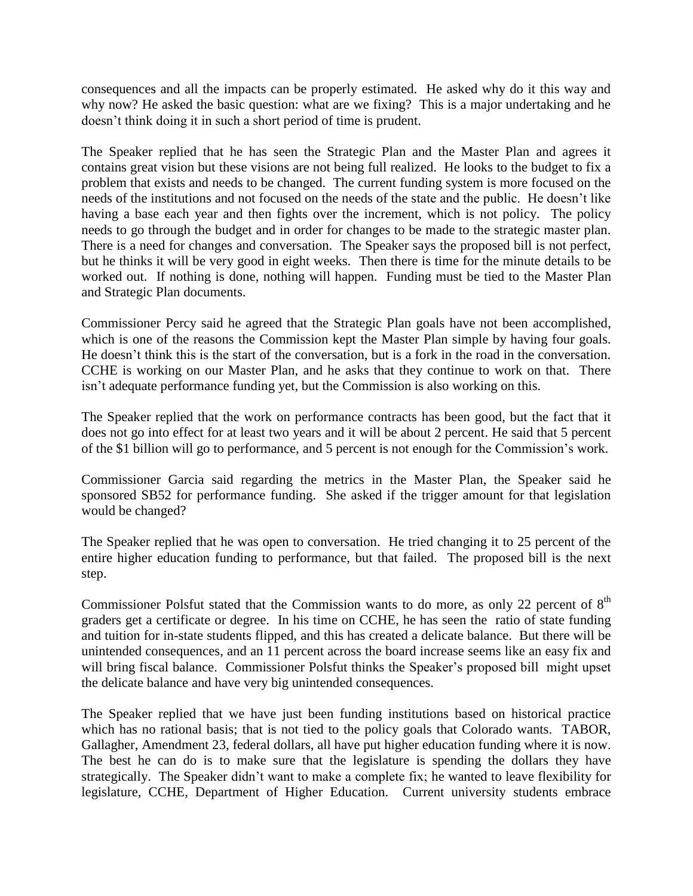consequences and all the impacts can be properly estimated. He asked why do it this way and why now? He asked the basic question: what are we fixing? This is a major undertaking and he doesn't think doing it in such a short period of time is prudent.

The Speaker replied that he has seen the Strategic Plan and the Master Plan and agrees it contains great vision but these visions are not being full realized. He looks to the budget to fix a problem that exists and needs to be changed. The current funding system is more focused on the needs of the institutions and not focused on the needs of the state and the public. He doesn't like having a base each year and then fights over the increment, which is not policy. The policy needs to go through the budget and in order for changes to be made to the strategic master plan. There is a need for changes and conversation. The Speaker says the proposed bill is not perfect, but he thinks it will be very good in eight weeks. Then there is time for the minute details to be worked out. If nothing is done, nothing will happen. Funding must be tied to the Master Plan and Strategic Plan documents.

Commissioner Percy said he agreed that the Strategic Plan goals have not been accomplished, which is one of the reasons the Commission kept the Master Plan simple by having four goals. He doesn't think this is the start of the conversation, but is a fork in the road in the conversation. CCHE is working on our Master Plan, and he asks that they continue to work on that. There isn't adequate performance funding yet, but the Commission is also working on this.

The Speaker replied that the work on performance contracts has been good, but the fact that it does not go into effect for at least two years and it will be about 2 percent. He said that 5 percent of the $1 billion will go to performance, and 5 percent is not enough for the Commission's work.

Commissioner Garcia said regarding the metrics in the Master Plan, the Speaker said he sponsored SB52 for performance funding. She asked if the trigger amount for that legislation would be changed?

The Speaker replied that he was open to conversation. He tried changing it to 25 percent of the entire higher education funding to performance, but that failed. The proposed bill is the next step.

Commissioner Polsfut stated that the Commission wants to do more, as only 22 percent of 8th graders get a certificate or degree. In his time on CCHE, he has seen the ratio of state funding and tuition for in-state students flipped, and this has created a delicate balance. But there will be unintended consequences, and an 11 percent across the board increase seems like an easy fix and will bring fiscal balance. Commissioner Polsfut thinks the Speaker's proposed bill might upset the delicate balance and have very big unintended consequences.

The Speaker replied that we have just been funding institutions based on historical practice which has no rational basis; that is not tied to the policy goals that Colorado wants. TABOR, Gallagher, Amendment 23, federal dollars, all have put higher education funding where it is now. The best he can do is to make sure that the legislature is spending the dollars they have strategically. The Speaker didn't want to make a complete fix; he wanted to leave flexibility for legislature, CCHE, Department of Higher Education. Current university students embrace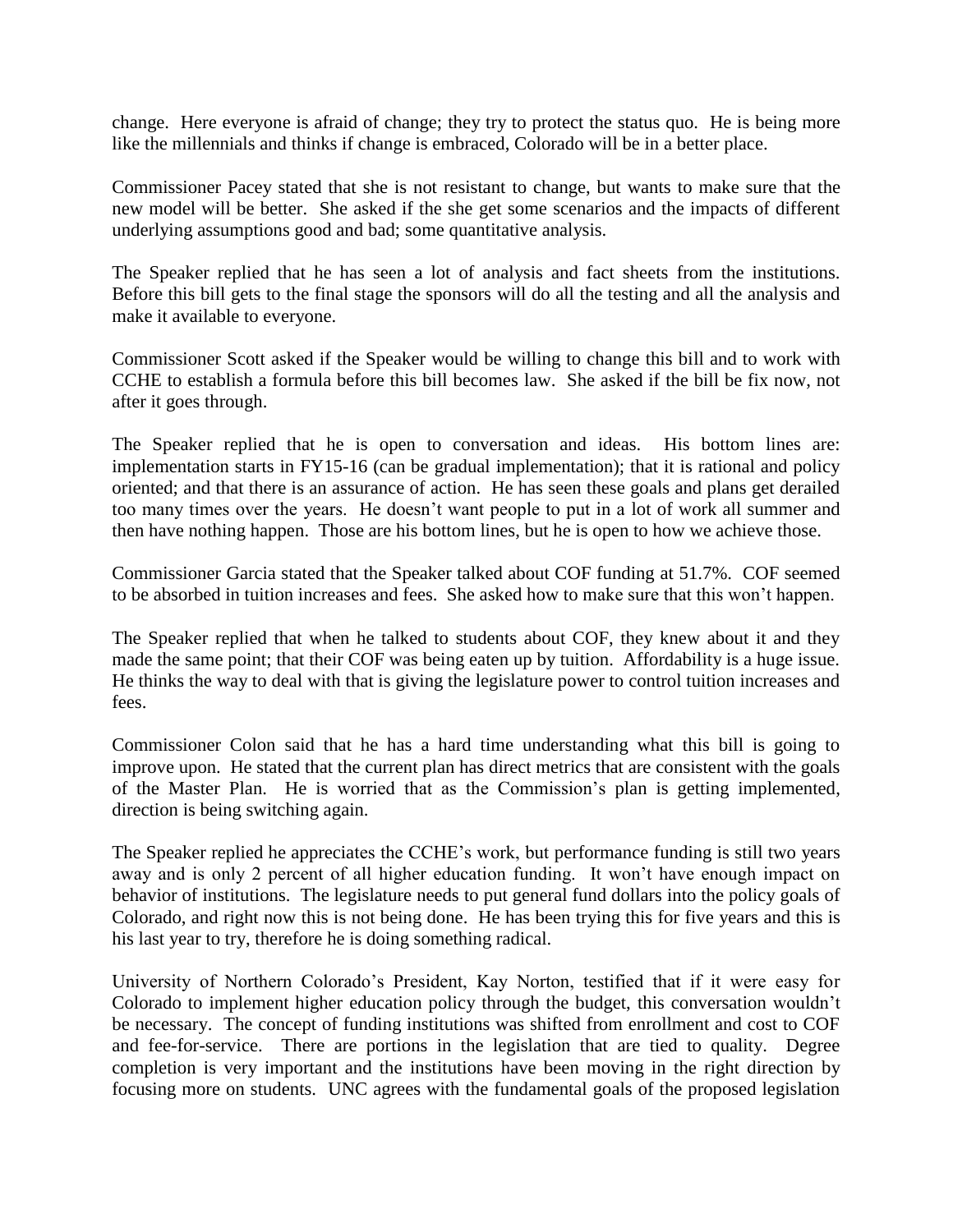change. Here everyone is afraid of change; they try to protect the status quo. He is being more like the millennials and thinks if change is embraced, Colorado will be in a better place.

Commissioner Pacey stated that she is not resistant to change, but wants to make sure that the new model will be better. She asked if the she get some scenarios and the impacts of different underlying assumptions good and bad; some quantitative analysis.

The Speaker replied that he has seen a lot of analysis and fact sheets from the institutions. Before this bill gets to the final stage the sponsors will do all the testing and all the analysis and make it available to everyone.

Commissioner Scott asked if the Speaker would be willing to change this bill and to work with CCHE to establish a formula before this bill becomes law. She asked if the bill be fix now, not after it goes through.

The Speaker replied that he is open to conversation and ideas. His bottom lines are: implementation starts in FY15-16 (can be gradual implementation); that it is rational and policy oriented; and that there is an assurance of action. He has seen these goals and plans get derailed too many times over the years. He doesn't want people to put in a lot of work all summer and then have nothing happen. Those are his bottom lines, but he is open to how we achieve those.

Commissioner Garcia stated that the Speaker talked about COF funding at 51.7%. COF seemed to be absorbed in tuition increases and fees. She asked how to make sure that this won't happen.

The Speaker replied that when he talked to students about COF, they knew about it and they made the same point; that their COF was being eaten up by tuition. Affordability is a huge issue. He thinks the way to deal with that is giving the legislature power to control tuition increases and fees.

Commissioner Colon said that he has a hard time understanding what this bill is going to improve upon. He stated that the current plan has direct metrics that are consistent with the goals of the Master Plan. He is worried that as the Commission's plan is getting implemented, direction is being switching again.

The Speaker replied he appreciates the CCHE's work, but performance funding is still two years away and is only 2 percent of all higher education funding. It won't have enough impact on behavior of institutions. The legislature needs to put general fund dollars into the policy goals of Colorado, and right now this is not being done. He has been trying this for five years and this is his last year to try, therefore he is doing something radical.

University of Northern Colorado's President, Kay Norton, testified that if it were easy for Colorado to implement higher education policy through the budget, this conversation wouldn't be necessary. The concept of funding institutions was shifted from enrollment and cost to COF and fee-for-service. There are portions in the legislation that are tied to quality. Degree completion is very important and the institutions have been moving in the right direction by focusing more on students. UNC agrees with the fundamental goals of the proposed legislation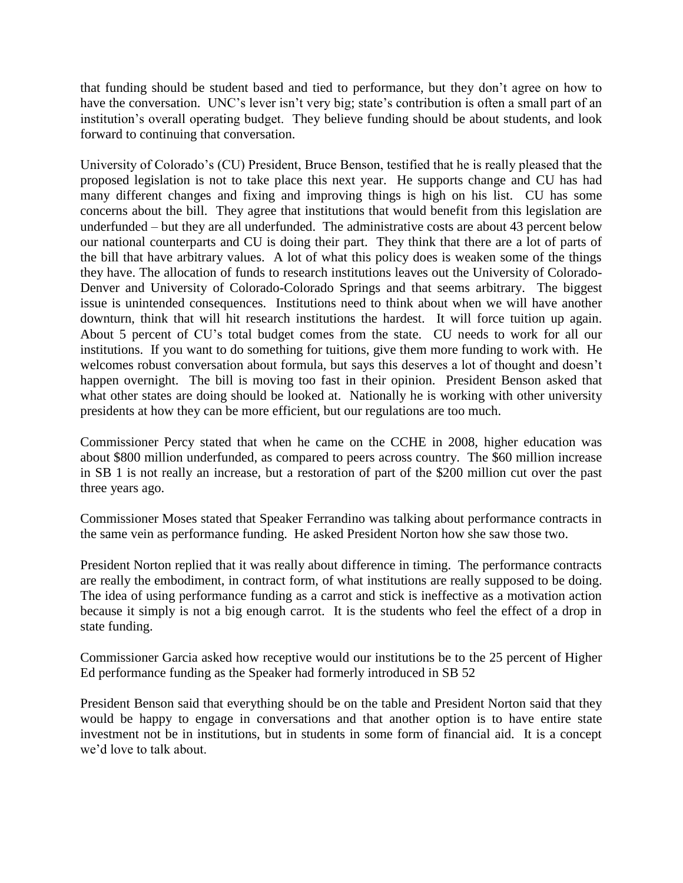that funding should be student based and tied to performance, but they don't agree on how to have the conversation. UNC's lever isn't very big; state's contribution is often a small part of an institution's overall operating budget. They believe funding should be about students, and look forward to continuing that conversation.

University of Colorado's (CU) President, Bruce Benson, testified that he is really pleased that the proposed legislation is not to take place this next year. He supports change and CU has had many different changes and fixing and improving things is high on his list. CU has some concerns about the bill. They agree that institutions that would benefit from this legislation are underfunded – but they are all underfunded. The administrative costs are about 43 percent below our national counterparts and CU is doing their part. They think that there are a lot of parts of the bill that have arbitrary values. A lot of what this policy does is weaken some of the things they have. The allocation of funds to research institutions leaves out the University of Colorado-Denver and University of Colorado-Colorado Springs and that seems arbitrary. The biggest issue is unintended consequences. Institutions need to think about when we will have another downturn, think that will hit research institutions the hardest. It will force tuition up again. About 5 percent of CU's total budget comes from the state. CU needs to work for all our institutions. If you want to do something for tuitions, give them more funding to work with. He welcomes robust conversation about formula, but says this deserves a lot of thought and doesn't happen overnight. The bill is moving too fast in their opinion. President Benson asked that what other states are doing should be looked at. Nationally he is working with other university presidents at how they can be more efficient, but our regulations are too much.

Commissioner Percy stated that when he came on the CCHE in 2008, higher education was about $800 million underfunded, as compared to peers across country. The $60 million increase in SB 1 is not really an increase, but a restoration of part of the $200 million cut over the past three years ago.

Commissioner Moses stated that Speaker Ferrandino was talking about performance contracts in the same vein as performance funding. He asked President Norton how she saw those two.

President Norton replied that it was really about difference in timing. The performance contracts are really the embodiment, in contract form, of what institutions are really supposed to be doing. The idea of using performance funding as a carrot and stick is ineffective as a motivation action because it simply is not a big enough carrot. It is the students who feel the effect of a drop in state funding.

Commissioner Garcia asked how receptive would our institutions be to the 25 percent of Higher Ed performance funding as the Speaker had formerly introduced in SB 52

President Benson said that everything should be on the table and President Norton said that they would be happy to engage in conversations and that another option is to have entire state investment not be in institutions, but in students in some form of financial aid. It is a concept we'd love to talk about.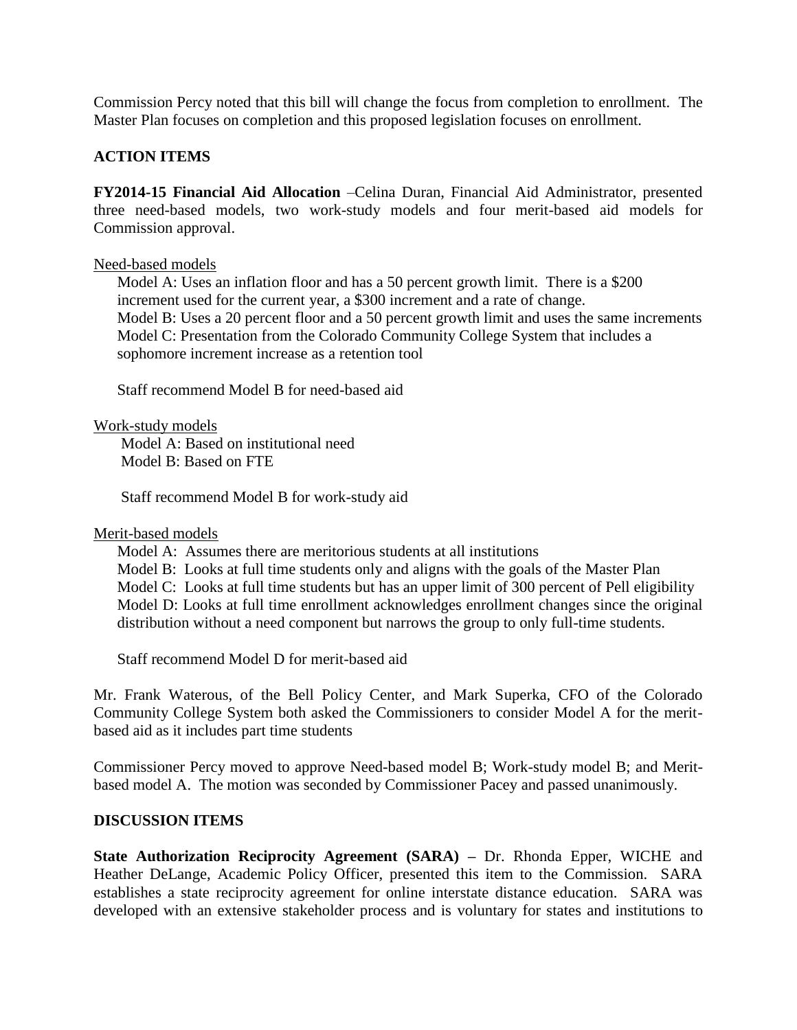Commission Percy noted that this bill will change the focus from completion to enrollment. The Master Plan focuses on completion and this proposed legislation focuses on enrollment.

**ACTION ITEMS**

**FY2014-15 Financial Aid Allocation** –Celina Duran, Financial Aid Administrator, presented three need-based models, two work-study models and four merit-based aid models for Commission approval.

Need-based models

Model A: Uses an inflation floor and has a 50 percent growth limit. There is a $200 increment used for the current year, a $300 increment and a rate of change.
Model B: Uses a 20 percent floor and a 50 percent growth limit and uses the same increments
Model C: Presentation from the Colorado Community College System that includes a sophomore increment increase as a retention tool

Staff recommend Model B for need-based aid

Work-study models

Model A: Based on institutional need
Model B: Based on FTE

Staff recommend Model B for work-study aid

Merit-based models

Model A: Assumes there are meritorious students at all institutions
Model B: Looks at full time students only and aligns with the goals of the Master Plan
Model C: Looks at full time students but has an upper limit of 300 percent of Pell eligibility
Model D: Looks at full time enrollment acknowledges enrollment changes since the original distribution without a need component but narrows the group to only full-time students.

Staff recommend Model D for merit-based aid

Mr. Frank Waterous, of the Bell Policy Center, and Mark Superka, CFO of the Colorado Community College System both asked the Commissioners to consider Model A for the merit-based aid as it includes part time students

Commissioner Percy moved to approve Need-based model B; Work-study model B; and Merit-based model A. The motion was seconded by Commissioner Pacey and passed unanimously.

**DISCUSSION ITEMS**

**State Authorization Reciprocity Agreement (SARA) –** Dr. Rhonda Epper, WICHE and Heather DeLange, Academic Policy Officer, presented this item to the Commission. SARA establishes a state reciprocity agreement for online interstate distance education. SARA was developed with an extensive stakeholder process and is voluntary for states and institutions to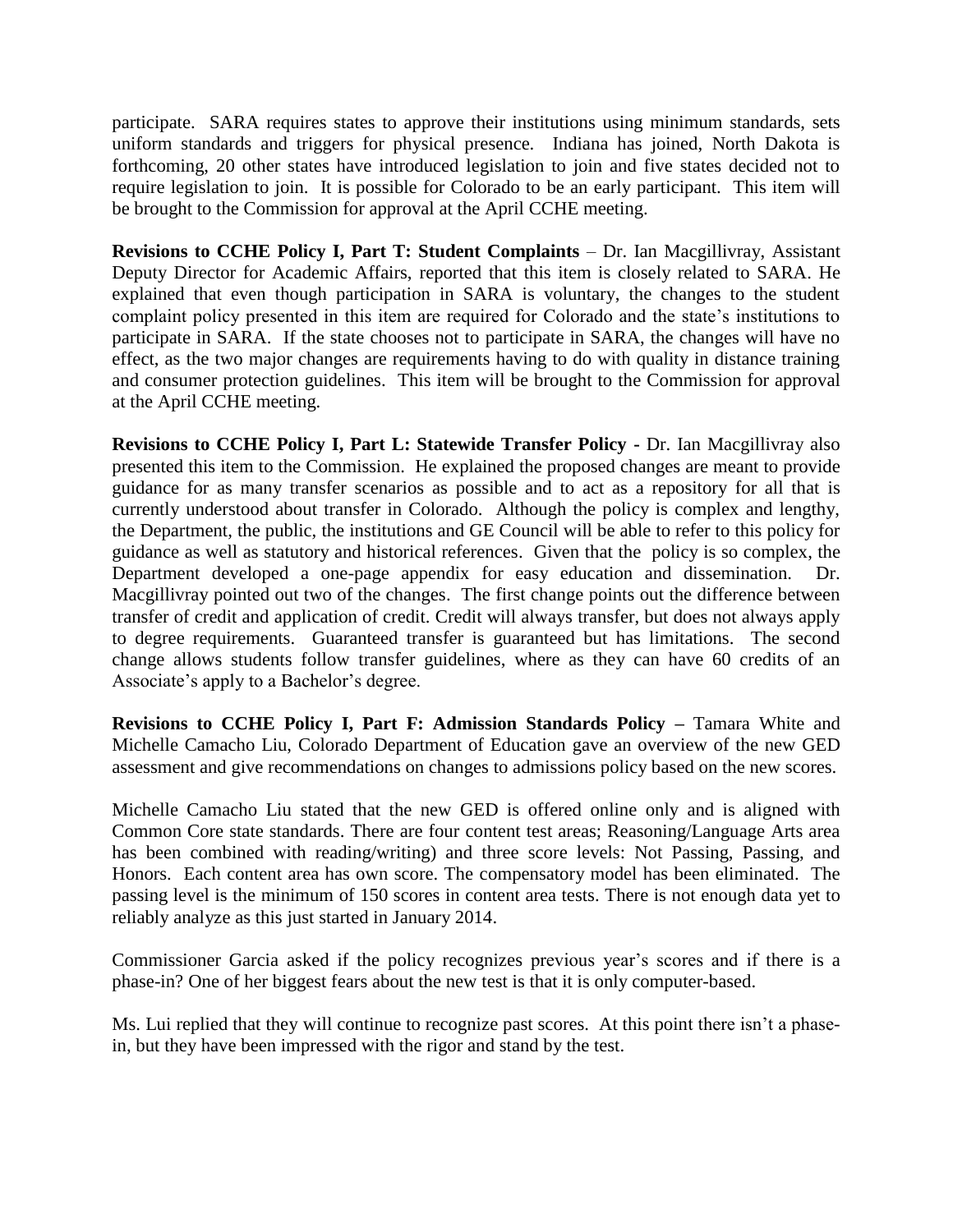participate. SARA requires states to approve their institutions using minimum standards, sets uniform standards and triggers for physical presence. Indiana has joined, North Dakota is forthcoming, 20 other states have introduced legislation to join and five states decided not to require legislation to join. It is possible for Colorado to be an early participant. This item will be brought to the Commission for approval at the April CCHE meeting.

**Revisions to CCHE Policy I, Part T: Student Complaints** – Dr. Ian Macgillivray, Assistant Deputy Director for Academic Affairs, reported that this item is closely related to SARA. He explained that even though participation in SARA is voluntary, the changes to the student complaint policy presented in this item are required for Colorado and the state's institutions to participate in SARA. If the state chooses not to participate in SARA, the changes will have no effect, as the two major changes are requirements having to do with quality in distance training and consumer protection guidelines. This item will be brought to the Commission for approval at the April CCHE meeting.

**Revisions to CCHE Policy I, Part L: Statewide Transfer Policy -** Dr. Ian Macgillivray also presented this item to the Commission. He explained the proposed changes are meant to provide guidance for as many transfer scenarios as possible and to act as a repository for all that is currently understood about transfer in Colorado. Although the policy is complex and lengthy, the Department, the public, the institutions and GE Council will be able to refer to this policy for guidance as well as statutory and historical references. Given that the policy is so complex, the Department developed a one-page appendix for easy education and dissemination. Dr. Macgillivray pointed out two of the changes. The first change points out the difference between transfer of credit and application of credit. Credit will always transfer, but does not always apply to degree requirements. Guaranteed transfer is guaranteed but has limitations. The second change allows students follow transfer guidelines, where as they can have 60 credits of an Associate's apply to a Bachelor's degree.

**Revisions to CCHE Policy I, Part F: Admission Standards Policy –** Tamara White and Michelle Camacho Liu, Colorado Department of Education gave an overview of the new GED assessment and give recommendations on changes to admissions policy based on the new scores.

Michelle Camacho Liu stated that the new GED is offered online only and is aligned with Common Core state standards. There are four content test areas; Reasoning/Language Arts area has been combined with reading/writing) and three score levels: Not Passing, Passing, and Honors. Each content area has own score. The compensatory model has been eliminated. The passing level is the minimum of 150 scores in content area tests. There is not enough data yet to reliably analyze as this just started in January 2014.

Commissioner Garcia asked if the policy recognizes previous year's scores and if there is a phase-in? One of her biggest fears about the new test is that it is only computer-based.

Ms. Lui replied that they will continue to recognize past scores. At this point there isn't a phase-in, but they have been impressed with the rigor and stand by the test.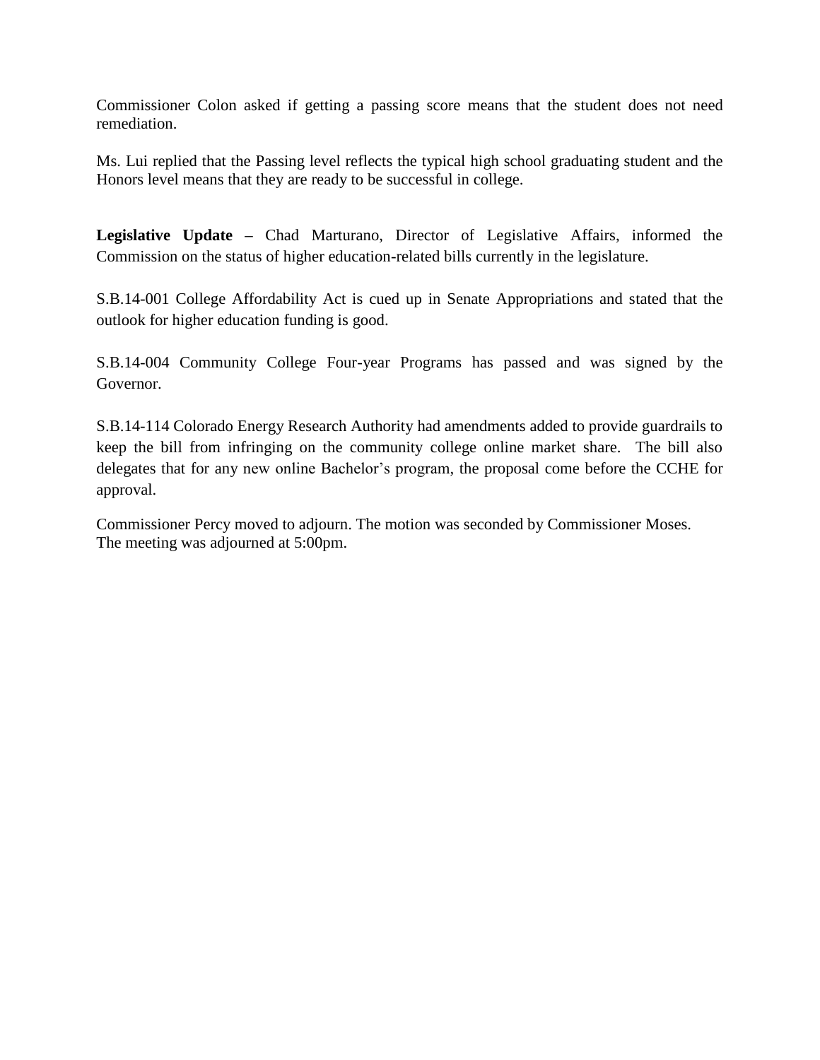Commissioner Colon asked if getting a passing score means that the student does not need remediation.

Ms. Lui replied that the Passing level reflects the typical high school graduating student and the Honors level means that they are ready to be successful in college.

**Legislative Update –** Chad Marturano, Director of Legislative Affairs, informed the Commission on the status of higher education-related bills currently in the legislature.

S.B.14-001 College Affordability Act is cued up in Senate Appropriations and stated that the outlook for higher education funding is good.

S.B.14-004 Community College Four-year Programs has passed and was signed by the Governor.

S.B.14-114 Colorado Energy Research Authority had amendments added to provide guardrails to keep the bill from infringing on the community college online market share. The bill also delegates that for any new online Bachelor's program, the proposal come before the CCHE for approval.

Commissioner Percy moved to adjourn. The motion was seconded by Commissioner Moses.
The meeting was adjourned at 5:00pm.